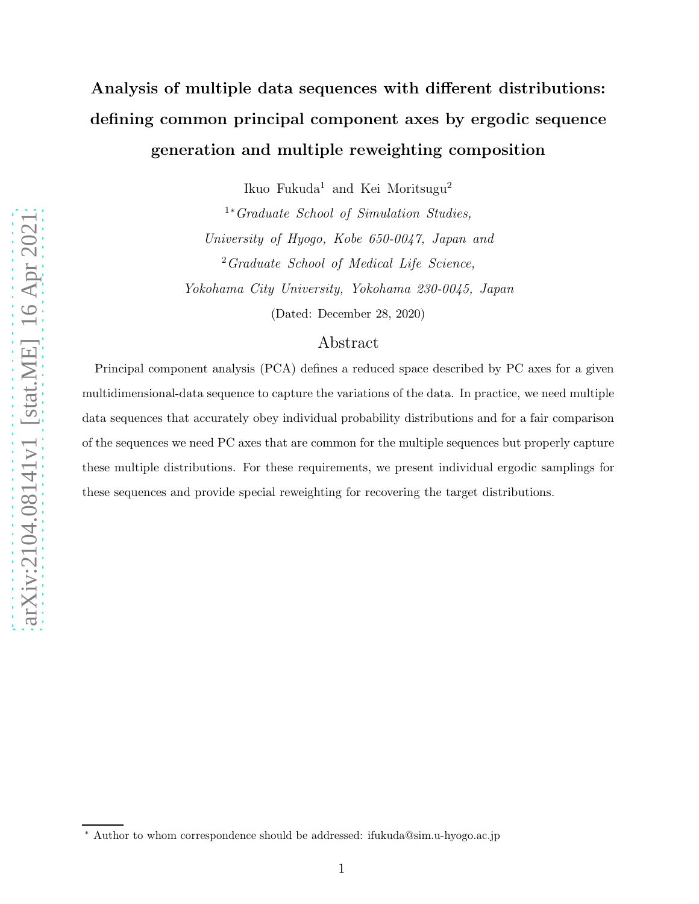# Analysis of multiple data sequences with different distributions: defining common principal component axes by ergodic sequence generation and multiple reweighting composition

Ikuo Fukuda[1] and Kei Moritsugu[2]

[1*] *Graduate School of Simulation Studies, University of Hyogo, Kobe 650-0047, Japan and*

[2] *Graduate School of Medical Life Science, Yokohama City University, Yokohama 230-0045, Japan*

(Dated: December 28, 2020)

## Abstract

Principal component analysis (PCA) defines a reduced space described by PC axes for a given multidimensional-data sequence to capture the variations of the data. In practice, we need multiple data sequences that accurately obey individual probability distributions and for a fair comparison of the sequences we need PC axes that are common for the multiple sequences but properly capture these multiple distributions. For these requirements, we present individual ergodic samplings for these sequences and provide special reweighting for recovering the target distributions.

---

[*] Author to whom correspondence should be addressed: ifukuda@sim.u-hyogo.ac.jp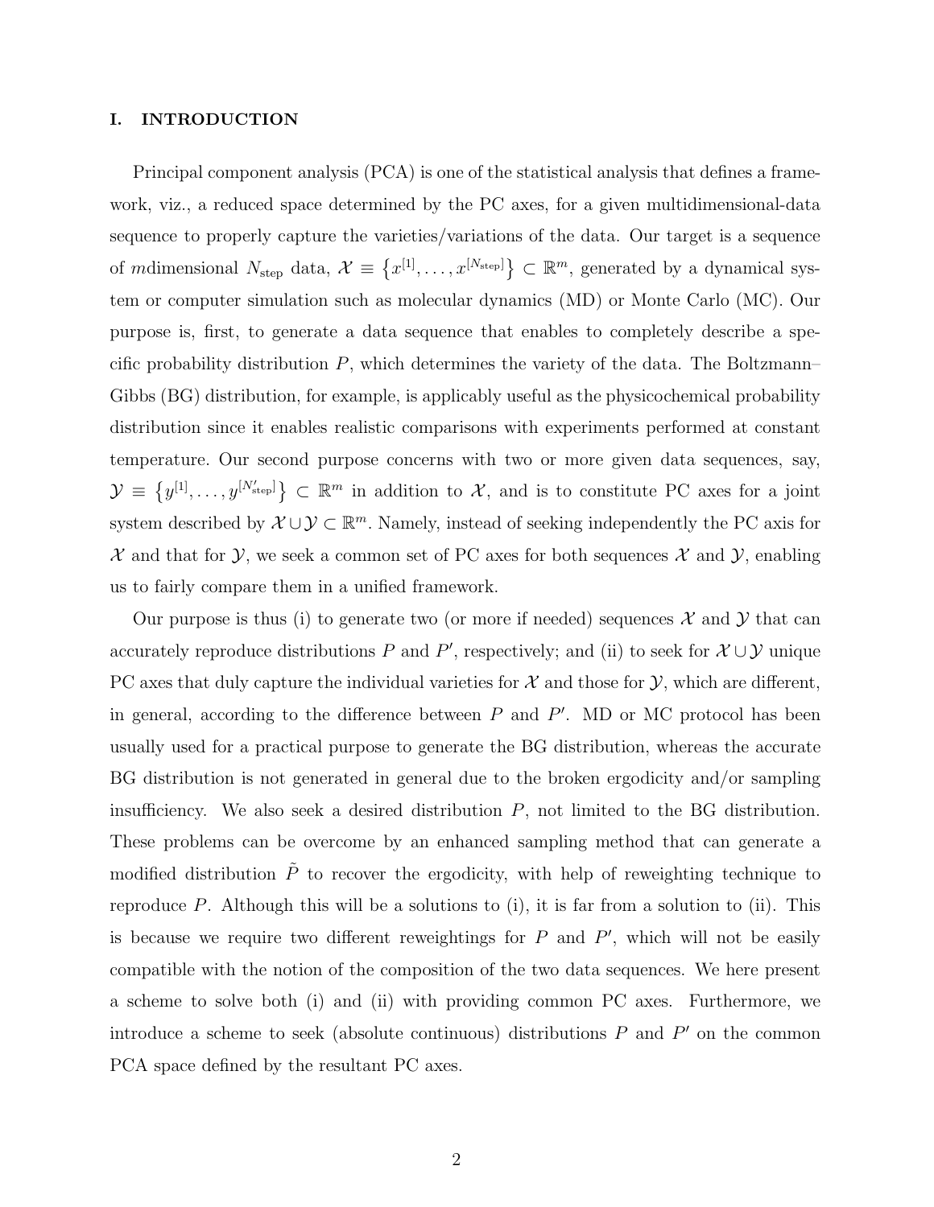## I. INTRODUCTION

Principal component analysis (PCA) is one of the statistical analysis that defines a framework, viz., a reduced space determined by the PC axes, for a given multidimensional-data sequence to properly capture the varieties/variations of the data. Our target is a sequence of $m$dimensional $N_{\text{step}}$ data, $\mathcal{X} \equiv \left\{x^{[1]}, \ldots, x^{[N_{\text{step}}]}\right\} \subset \mathbb{R}^m$, generated by a dynamical system or computer simulation such as molecular dynamics (MD) or Monte Carlo (MC). Our purpose is, first, to generate a data sequence that enables to completely describe a specific probability distribution $P$, which determines the variety of the data. The Boltzmann–Gibbs (BG) distribution, for example, is applicably useful as the physicochemical probability distribution since it enables realistic comparisons with experiments performed at constant temperature. Our second purpose concerns with two or more given data sequences, say, $\mathcal{Y} \equiv \left\{y^{[1]}, \ldots, y^{[N'_{\text{step}}]}\right\} \subset \mathbb{R}^m$ in addition to $\mathcal{X}$, and is to constitute PC axes for a joint system described by $\mathcal{X} \cup \mathcal{Y} \subset \mathbb{R}^m$. Namely, instead of seeking independently the PC axis for $\mathcal{X}$ and that for $\mathcal{Y}$, we seek a common set of PC axes for both sequences $\mathcal{X}$ and $\mathcal{Y}$, enabling us to fairly compare them in a unified framework.

Our purpose is thus (i) to generate two (or more if needed) sequences $\mathcal{X}$ and $\mathcal{Y}$ that can accurately reproduce distributions $P$ and $P'$, respectively; and (ii) to seek for $\mathcal{X} \cup \mathcal{Y}$ unique PC axes that duly capture the individual varieties for $\mathcal{X}$ and those for $\mathcal{Y}$, which are different, in general, according to the difference between $P$ and $P'$. MD or MC protocol has been usually used for a practical purpose to generate the BG distribution, whereas the accurate BG distribution is not generated in general due to the broken ergodicity and/or sampling insufficiency. We also seek a desired distribution $P$, not limited to the BG distribution. These problems can be overcome by an enhanced sampling method that can generate a modified distribution $\tilde{P}$ to recover the ergodicity, with help of reweighting technique to reproduce $P$. Although this will be a solutions to (i), it is far from a solution to (ii). This is because we require two different reweightings for $P$ and $P'$, which will not be easily compatible with the notion of the composition of the two data sequences. We here present a scheme to solve both (i) and (ii) with providing common PC axes. Furthermore, we introduce a scheme to seek (absolute continuous) distributions $P$ and $P'$ on the common PCA space defined by the resultant PC axes.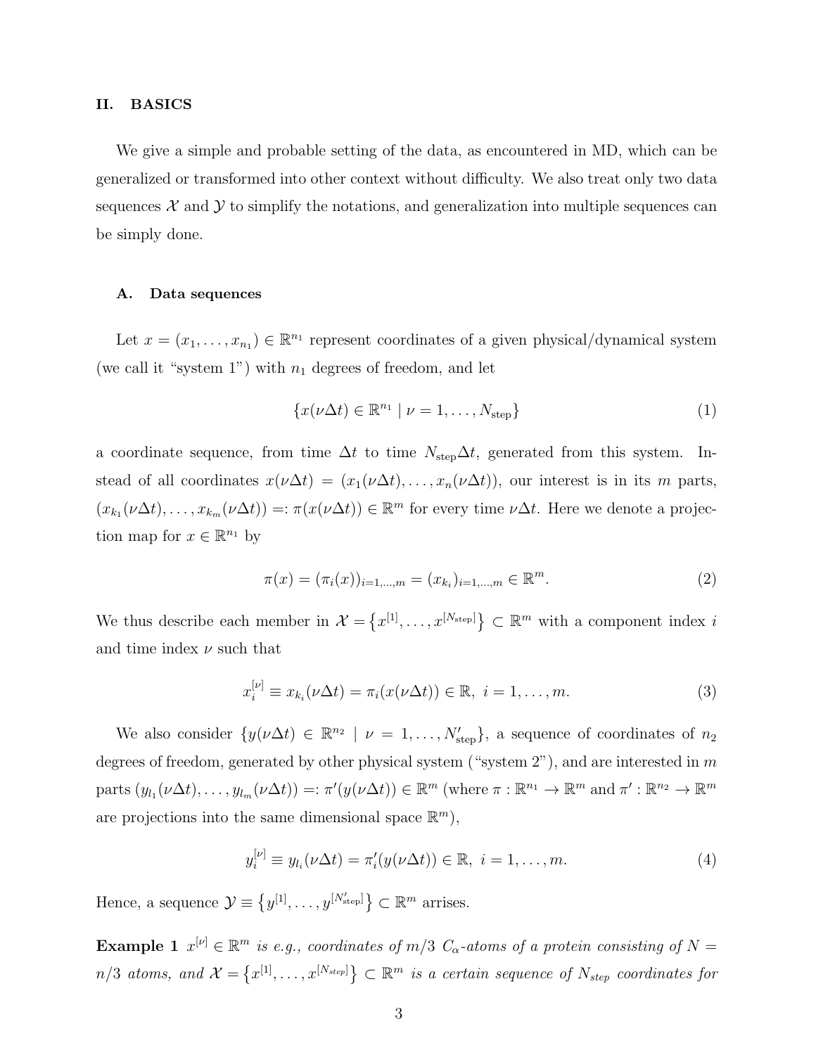## II. BASICS

We give a simple and probable setting of the data, as encountered in MD, which can be generalized or transformed into other context without difficulty. We also treat only two data sequences $\mathcal{X}$ and $\mathcal{Y}$ to simplify the notations, and generalization into multiple sequences can be simply done.

### A. Data sequences

Let $x = (x_1, \dots, x_{n_1}) \in \mathbb{R}^{n_1}$ represent coordinates of a given physical/dynamical system (we call it "system 1") with $n_1$ degrees of freedom, and let

$$\{x(\nu\Delta t) \in \mathbb{R}^{n_1} \mid \nu = 1, \dots, N_{\text{step}}\} \tag{1}$$

a coordinate sequence, from time $\Delta t$ to time $N_{\text{step}}\Delta t$, generated from this system. Instead of all coordinates $x(\nu\Delta t) = (x_1(\nu\Delta t), \dots, x_n(\nu\Delta t))$, our interest is in its $m$ parts, $(x_{k_1}(\nu\Delta t), \dots, x_{k_m}(\nu\Delta t)) =: \pi(x(\nu\Delta t)) \in \mathbb{R}^m$ for every time $\nu\Delta t$. Here we denote a projection map for $x \in \mathbb{R}^{n_1}$ by

$$\pi(x) = (\pi_i(x))_{i=1,\dots,m} = (x_{k_i})_{i=1,\dots,m} \in \mathbb{R}^m. \tag{2}$$

We thus describe each member in $\mathcal{X} = \{x^{[1]}, \dots, x^{[N_{\text{step}}]}\} \subset \mathbb{R}^m$ with a component index $i$ and time index $\nu$ such that

$$x_i^{[\nu]} \equiv x_{k_i}(\nu\Delta t) = \pi_i(x(\nu\Delta t)) \in \mathbb{R},\ i = 1, \dots, m. \tag{3}$$

We also consider $\{y(\nu\Delta t) \in \mathbb{R}^{n_2} \mid \nu = 1, \dots, N'_{\text{step}}\}$, a sequence of coordinates of $n_2$ degrees of freedom, generated by other physical system ("system 2"), and are interested in $m$ parts $(y_{l_1}(\nu\Delta t), \dots, y_{l_m}(\nu\Delta t)) =: \pi'(y(\nu\Delta t)) \in \mathbb{R}^m$ (where $\pi : \mathbb{R}^{n_1} \to \mathbb{R}^m$ and $\pi' : \mathbb{R}^{n_2} \to \mathbb{R}^m$ are projections into the same dimensional space $\mathbb{R}^m$),

$$y_i^{[\nu]} \equiv y_{l_i}(\nu\Delta t) = \pi'_i(y(\nu\Delta t)) \in \mathbb{R},\ i = 1, \dots, m. \tag{4}$$

Hence, a sequence $\mathcal{Y} \equiv \{y^{[1]}, \dots, y^{[N'_{\text{step}}]}\} \subset \mathbb{R}^m$ arrises.

**Example 1** *$x^{[\nu]} \in \mathbb{R}^m$ is e.g., coordinates of $m/3$ $C_\alpha$-atoms of a protein consisting of $N = n/3$ atoms, and $\mathcal{X} = \{x^{[1]}, \dots, x^{[N_{step}]}\} \subset \mathbb{R}^m$ is a certain sequence of $N_{step}$ coordinates for*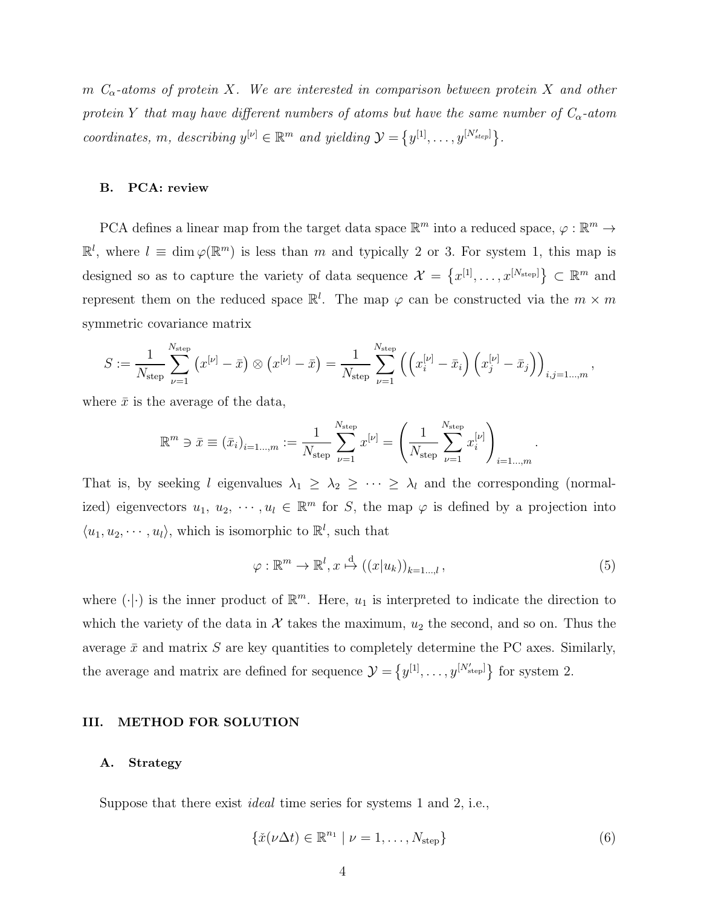*$m$ $C_\alpha$-atoms of protein $X$. We are interested in comparison between protein $X$ and other protein $Y$ that may have different numbers of atoms but have the same number of $C_\alpha$-atom coordinates, $m$, describing $y^{[\nu]} \in \mathbb{R}^m$ and yielding $\mathcal{Y} = \{y^{[1]}, \ldots, y^{[N'_{step}]}\}$.*

### B. PCA: review

PCA defines a linear map from the target data space $\mathbb{R}^m$ into a reduced space, $\varphi : \mathbb{R}^m \to \mathbb{R}^l$, where $l \equiv \dim \varphi(\mathbb{R}^m)$ is less than $m$ and typically 2 or 3. For system 1, this map is designed so as to capture the variety of data sequence $\mathcal{X} = \{x^{[1]}, \ldots, x^{[N_{\rm step}]}\} \subset \mathbb{R}^m$ and represent them on the reduced space $\mathbb{R}^l$. The map $\varphi$ can be constructed via the $m \times m$ symmetric covariance matrix

$$S := \frac{1}{N_{\rm step}} \sum_{\nu=1}^{N_{\rm step}} \left(x^{[\nu]} - \bar{x}\right) \otimes \left(x^{[\nu]} - \bar{x}\right) = \frac{1}{N_{\rm step}} \sum_{\nu=1}^{N_{\rm step}} \left(\left(x_i^{[\nu]} - \bar{x}_i\right)\left(x_j^{[\nu]} - \bar{x}_j\right)\right)_{i,j=1\ldots,m},$$

where $\bar{x}$ is the average of the data,

$$\mathbb{R}^m \ni \bar{x} \equiv (\bar{x}_i)_{i=1\ldots,m} := \frac{1}{N_{\rm step}} \sum_{\nu=1}^{N_{\rm step}} x^{[\nu]} = \left(\frac{1}{N_{\rm step}} \sum_{\nu=1}^{N_{\rm step}} x_i^{[\nu]}\right)_{i=1\ldots,m}.$$

That is, by seeking $l$ eigenvalues $\lambda_1 \geq \lambda_2 \geq \cdots \geq \lambda_l$ and the corresponding (normalized) eigenvectors $u_1, u_2, \cdots, u_l \in \mathbb{R}^m$ for $S$, the map $\varphi$ is defined by a projection into $\langle u_1, u_2, \cdots, u_l \rangle$, which is isomorphic to $\mathbb{R}^l$, such that

$$\varphi : \mathbb{R}^m \to \mathbb{R}^l, x \overset{\rm d}{\mapsto} ((x|u_k))_{k=1\ldots,l}, \tag{5}$$

where $(\cdot|\cdot)$ is the inner product of $\mathbb{R}^m$. Here, $u_1$ is interpreted to indicate the direction to which the variety of the data in $\mathcal{X}$ takes the maximum, $u_2$ the second, and so on. Thus the average $\bar{x}$ and matrix $S$ are key quantities to completely determine the PC axes. Similarly, the average and matrix are defined for sequence $\mathcal{Y} = \{y^{[1]}, \ldots, y^{[N'_{\rm step}]}\}$ for system 2.

## III. METHOD FOR SOLUTION

### A. Strategy

Suppose that there exist *ideal* time series for systems 1 and 2, i.e.,

$$\{\check{x}(\nu\Delta t) \in \mathbb{R}^{n_1} \mid \nu = 1, \ldots, N_{\rm step}\} \tag{6}$$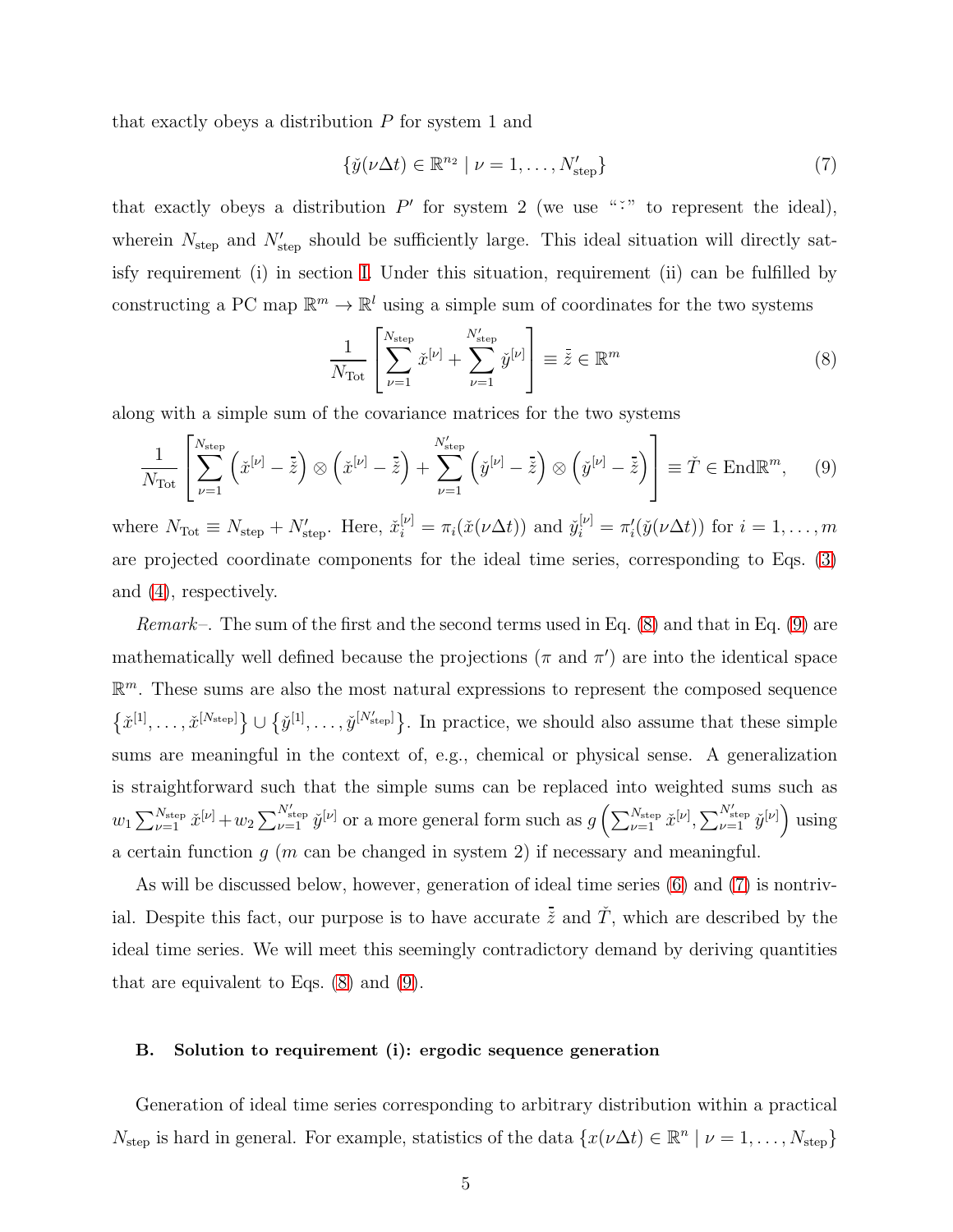that exactly obeys a distribution $P$ for system 1 and

$$\{\check{y}(\nu\Delta t) \in \mathbb{R}^{n_2} \mid \nu = 1, \ldots, N'_{\text{step}}\} \tag{7}$$

that exactly obeys a distribution $P'$ for system 2 (we use "$\check{\cdot}$" to represent the ideal), wherein $N_{\text{step}}$ and $N'_{\text{step}}$ should be sufficiently large. This ideal situation will directly satisfy requirement (i) in section I. Under this situation, requirement (ii) can be fulfilled by constructing a PC map $\mathbb{R}^m \to \mathbb{R}^l$ using a simple sum of coordinates for the two systems

$$\frac{1}{N_{\text{Tot}}} \left[ \sum_{\nu=1}^{N_{\text{step}}} \check{x}^{[\nu]} + \sum_{\nu=1}^{N'_{\text{step}}} \check{y}^{[\nu]} \right] \equiv \bar{\check{z}} \in \mathbb{R}^m \tag{8}$$

along with a simple sum of the covariance matrices for the two systems

$$\frac{1}{N_{\text{Tot}}} \left[ \sum_{\nu=1}^{N_{\text{step}}} \left(\check{x}^{[\nu]} - \bar{\check{z}}\right) \otimes \left(\check{x}^{[\nu]} - \bar{\check{z}}\right) + \sum_{\nu=1}^{N'_{\text{step}}} \left(\check{y}^{[\nu]} - \bar{\check{z}}\right) \otimes \left(\check{y}^{[\nu]} - \bar{\check{z}}\right) \right] \equiv \check{T} \in \text{End}\mathbb{R}^m, \tag{9}$$

where $N_{\text{Tot}} \equiv N_{\text{step}} + N'_{\text{step}}$. Here, $\check{x}_i^{[\nu]} = \pi_i(\check{x}(\nu\Delta t))$ and $\check{y}_i^{[\nu]} = \pi'_i(\check{y}(\nu\Delta t))$ for $i = 1, \ldots, m$ are projected coordinate components for the ideal time series, corresponding to Eqs. (3) and (4), respectively.

*Remark*–. The sum of the first and the second terms used in Eq. (8) and that in Eq. (9) are mathematically well defined because the projections ($\pi$ and $\pi'$) are into the identical space $\mathbb{R}^m$. These sums are also the most natural expressions to represent the composed sequence $\left\{\check{x}^{[1]}, \ldots, \check{x}^{[N_{\text{step}}]}\right\} \cup \left\{\check{y}^{[1]}, \ldots, \check{y}^{[N'_{\text{step}}]}\right\}$. In practice, we should also assume that these simple sums are meaningful in the context of, e.g., chemical or physical sense. A generalization is straightforward such that the simple sums can be replaced into weighted sums such as $w_1 \sum_{\nu=1}^{N_{\text{step}}} \check{x}^{[\nu]} + w_2 \sum_{\nu=1}^{N'_{\text{step}}} \check{y}^{[\nu]}$ or a more general form such as $g\left(\sum_{\nu=1}^{N_{\text{step}}} \check{x}^{[\nu]}, \sum_{\nu=1}^{N'_{\text{step}}} \check{y}^{[\nu]}\right)$ using a certain function $g$ ($m$ can be changed in system 2) if necessary and meaningful.

As will be discussed below, however, generation of ideal time series (6) and (7) is nontrivial. Despite this fact, our purpose is to have accurate $\bar{\check{z}}$ and $\check{T}$, which are described by the ideal time series. We will meet this seemingly contradictory demand by deriving quantities that are equivalent to Eqs. (8) and (9).

### B. Solution to requirement (i): ergodic sequence generation

Generation of ideal time series corresponding to arbitrary distribution within a practical $N_{\text{step}}$ is hard in general. For example, statistics of the data $\{x(\nu\Delta t) \in \mathbb{R}^n \mid \nu = 1, \ldots, N_{\text{step}}\}$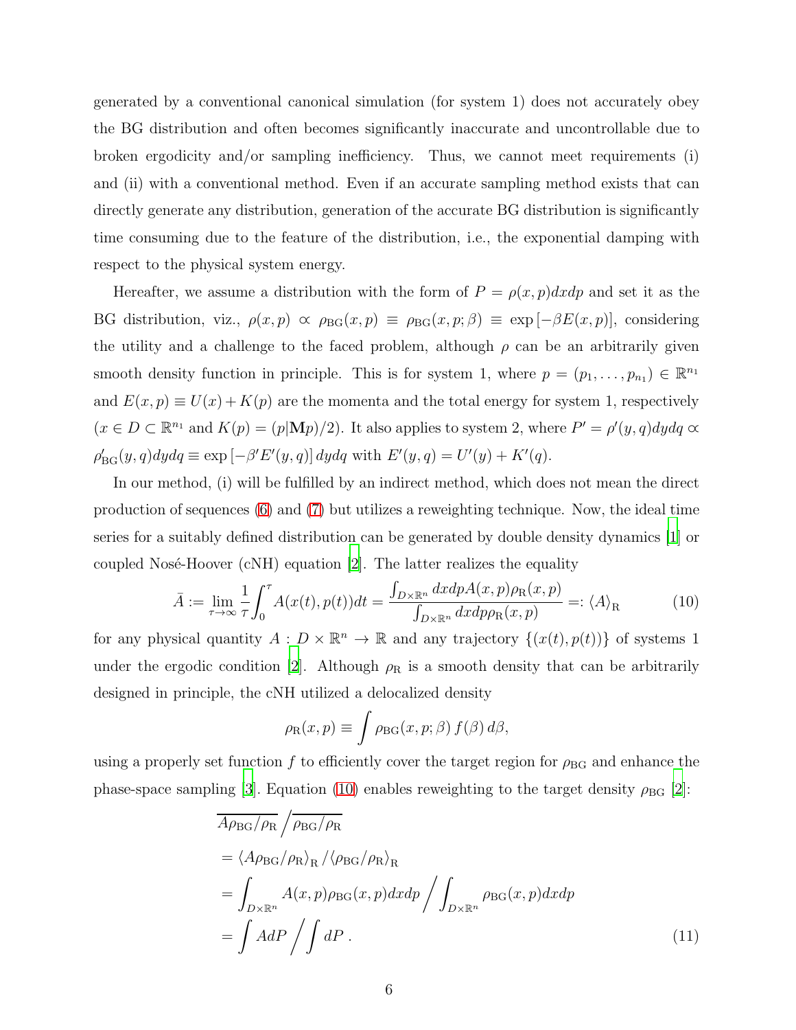generated by a conventional canonical simulation (for system 1) does not accurately obey the BG distribution and often becomes significantly inaccurate and uncontrollable due to broken ergodicity and/or sampling inefficiency. Thus, we cannot meet requirements (i) and (ii) with a conventional method. Even if an accurate sampling method exists that can directly generate any distribution, generation of the accurate BG distribution is significantly time consuming due to the feature of the distribution, i.e., the exponential damping with respect to the physical system energy.

Hereafter, we assume a distribution with the form of $P = \rho(x,p)dxdp$ and set it as the BG distribution, viz., $\rho(x,p) \propto \rho_{\rm BG}(x,p) \equiv \rho_{\rm BG}(x,p;\beta) \equiv \exp\left[-\beta E(x,p)\right]$, considering the utility and a challenge to the faced problem, although $\rho$ can be an arbitrarily given smooth density function in principle. This is for system 1, where $p = (p_1, \ldots, p_{n_1}) \in \mathbb{R}^{n_1}$ and $E(x,p) \equiv U(x) + K(p)$ are the momenta and the total energy for system 1, respectively ($x \in D \subset \mathbb{R}^{n_1}$ and $K(p) = (p|\mathbf{M}p)/2$). It also applies to system 2, where $P' = \rho'(y,q)dydq \propto \rho'_{\rm BG}(y,q)dydq \equiv \exp\left[-\beta' E'(y,q)\right]dydq$ with $E'(y,q) = U'(y) + K'(q)$.

In our method, (i) will be fulfilled by an indirect method, which does not mean the direct production of sequences (6) and (7) but utilizes a reweighting technique. Now, the ideal time series for a suitably defined distribution can be generated by double density dynamics [1] or coupled Nosé-Hoover (cNH) equation [2]. The latter realizes the equality

$$\bar{A} := \lim_{\tau\to\infty} \frac{1}{\tau}\int_0^\tau A(x(t),p(t))dt = \frac{\int_{D\times\mathbb{R}^n} dxdpA(x,p)\rho_{\rm R}(x,p)}{\int_{D\times\mathbb{R}^n} dxdp\rho_{\rm R}(x,p)} =: \langle A\rangle_{\rm R} \tag{10}$$

for any physical quantity $A : D \times \mathbb{R}^n \to \mathbb{R}$ and any trajectory $\{(x(t), p(t))\}$ of systems 1 under the ergodic condition [2]. Although $\rho_{\rm R}$ is a smooth density that can be arbitrarily designed in principle, the cNH utilized a delocalized density

$$\rho_{\rm R}(x,p) \equiv \int \rho_{\rm BG}(x,p;\beta)\, f(\beta)\, d\beta,$$

using a properly set function $f$ to efficiently cover the target region for $\rho_{\rm BG}$ and enhance the phase-space sampling [3]. Equation (10) enables reweighting to the target density $\rho_{\rm BG}$ [2]:

$$\begin{aligned}
&\overline{A\rho_{\rm BG}/\rho_{\rm R}}\Big/\overline{\rho_{\rm BG}/\rho_{\rm R}} \\
&= \left\langle A\rho_{\rm BG}/\rho_{\rm R}\right\rangle_{\rm R} / \left\langle \rho_{\rm BG}/\rho_{\rm R}\right\rangle_{\rm R} \\
&= \int_{D\times\mathbb{R}^n} A(x,p)\rho_{\rm BG}(x,p)dxdp \Big/ \int_{D\times\mathbb{R}^n} \rho_{\rm BG}(x,p)dxdp \\
&= \int AdP \Big/ \int dP\ .
\end{aligned} \tag{11}$$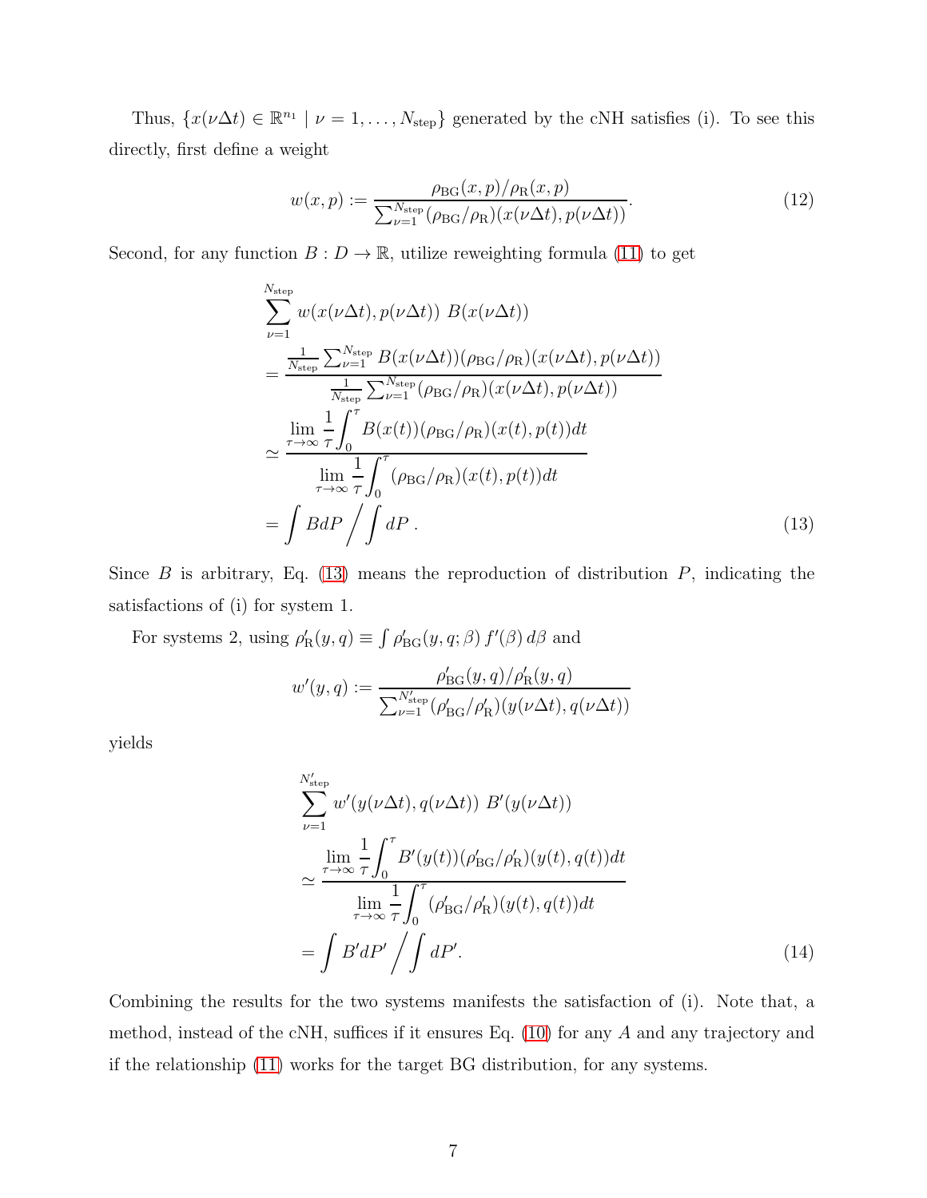Thus, $\{x(\nu\Delta t) \in \mathbb{R}^{n_1} \mid \nu = 1, \ldots, N_{\rm step}\}$ generated by the cNH satisfies (i). To see this directly, first define a weight

$$w(x,p) := \frac{\rho_{\rm BG}(x,p)/\rho_{\rm R}(x,p)}{\sum_{\nu=1}^{N_{\rm step}} (\rho_{\rm BG}/\rho_{\rm R})(x(\nu\Delta t), p(\nu\Delta t))}. \tag{12}$$

Second, for any function $B : D \to \mathbb{R}$, utilize reweighting formula (11) to get

$$\begin{aligned}
&\sum_{\nu=1}^{N_{\rm step}} w(x(\nu\Delta t), p(\nu\Delta t)) \; B(x(\nu\Delta t)) \\
&= \frac{\frac{1}{N_{\rm step}} \sum_{\nu=1}^{N_{\rm step}} B(x(\nu\Delta t))(\rho_{\rm BG}/\rho_{\rm R})(x(\nu\Delta t), p(\nu\Delta t))}{\frac{1}{N_{\rm step}} \sum_{\nu=1}^{N_{\rm step}} (\rho_{\rm BG}/\rho_{\rm R})(x(\nu\Delta t), p(\nu\Delta t))} \\
&\simeq \frac{\displaystyle\lim_{\tau\to\infty} \frac{1}{\tau}\int_0^\tau B(x(t))(\rho_{\rm BG}/\rho_{\rm R})(x(t), p(t))dt}{\displaystyle\lim_{\tau\to\infty} \frac{1}{\tau}\int_0^\tau (\rho_{\rm BG}/\rho_{\rm R})(x(t), p(t))dt} \\
&= \int B dP \bigg/ \int dP \, .
\end{aligned} \tag{13}$$

Since $B$ is arbitrary, Eq. (13) means the reproduction of distribution $P$, indicating the satisfactions of (i) for system 1.

For systems 2, using $\rho'_{\rm R}(y,q) \equiv \int \rho'_{\rm BG}(y,q;\beta)\, f'(\beta)\, d\beta$ and

$$w'(y,q) := \frac{\rho'_{\rm BG}(y,q)/\rho'_{\rm R}(y,q)}{\sum_{\nu=1}^{N'_{\rm step}} (\rho'_{\rm BG}/\rho'_{\rm R})(y(\nu\Delta t), q(\nu\Delta t))}$$

yields

$$\begin{aligned}
&\sum_{\nu=1}^{N'_{\rm step}} w'(y(\nu\Delta t), q(\nu\Delta t)) \; B'(y(\nu\Delta t)) \\
&\simeq \frac{\displaystyle\lim_{\tau\to\infty} \frac{1}{\tau}\int_0^\tau B'(y(t))(\rho'_{\rm BG}/\rho'_{\rm R})(y(t), q(t))dt}{\displaystyle\lim_{\tau\to\infty} \frac{1}{\tau}\int_0^\tau (\rho'_{\rm BG}/\rho'_{\rm R})(y(t), q(t))dt} \\
&= \int B' dP' \bigg/ \int dP'.
\end{aligned} \tag{14}$$

Combining the results for the two systems manifests the satisfaction of (i). Note that, a method, instead of the cNH, suffices if it ensures Eq. (10) for any $A$ and any trajectory and if the relationship (11) works for the target BG distribution, for any systems.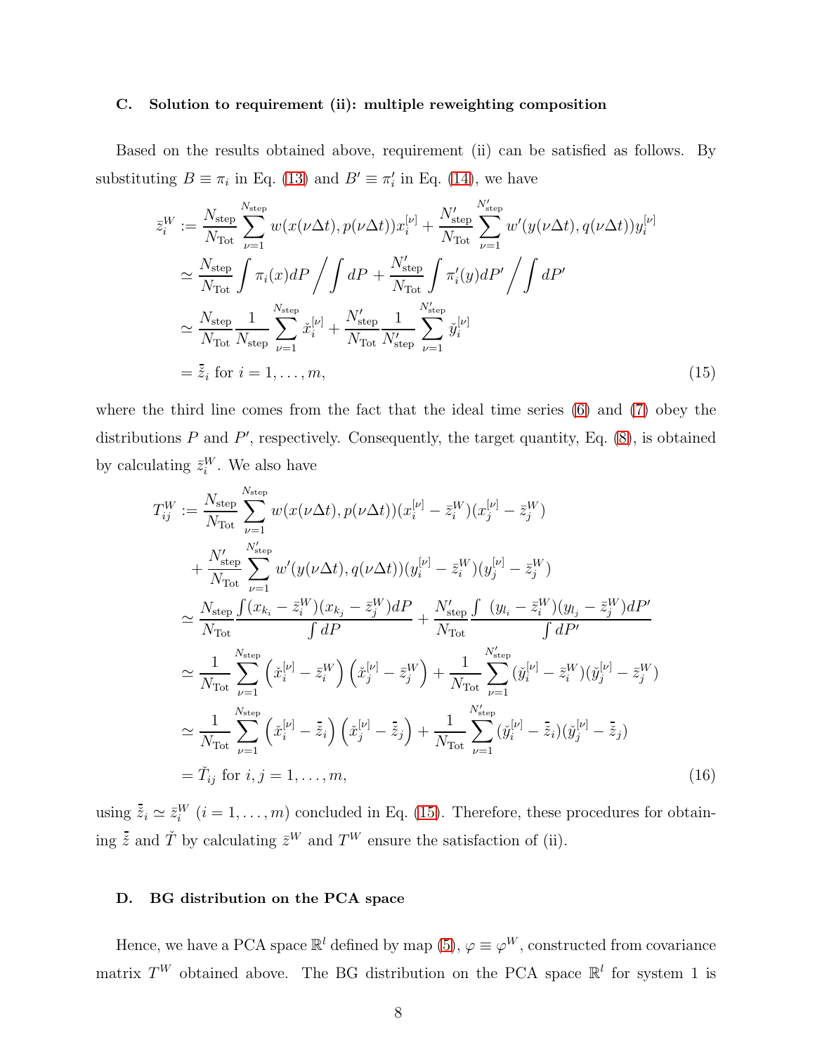### C. Solution to requirement (ii): multiple reweighting composition

Based on the results obtained above, requirement (ii) can be satisfied as follows. By substituting $B \equiv \pi_i$ in Eq. (13) and $B' \equiv \pi'_i$ in Eq. (14), we have

$$
\begin{aligned}
\bar{z}_i^W &:= \frac{N_{\rm step}}{N_{\rm Tot}} \sum_{\nu=1}^{N_{\rm step}} w(x(\nu\Delta t), p(\nu\Delta t)) x_i^{[\nu]} + \frac{N'_{\rm step}}{N_{\rm Tot}} \sum_{\nu=1}^{N'_{\rm step}} w'(y(\nu\Delta t), q(\nu\Delta t)) y_i^{[\nu]} \\
&\simeq \frac{N_{\rm step}}{N_{\rm Tot}} \int \pi_i(x) dP \bigg/ \int dP + \frac{N'_{\rm step}}{N_{\rm Tot}} \int \pi'_i(y) dP' \bigg/ \int dP' \\
&\simeq \frac{N_{\rm step}}{N_{\rm Tot}} \frac{1}{N_{\rm step}} \sum_{\nu=1}^{N_{\rm step}} \check{x}_i^{[\nu]} + \frac{N'_{\rm step}}{N_{\rm Tot}} \frac{1}{N'_{\rm step}} \sum_{\nu=1}^{N'_{\rm step}} \check{y}_i^{[\nu]} \\
&= \bar{\check{z}}_i \text{ for } i = 1, \ldots, m,
\end{aligned} \tag{15}
$$

where the third line comes from the fact that the ideal time series (6) and (7) obey the distributions $P$ and $P'$, respectively. Consequently, the target quantity, Eq. (8), is obtained by calculating $\bar{z}_i^W$. We also have

$$
\begin{aligned}
T_{ij}^W &:= \frac{N_{\rm step}}{N_{\rm Tot}} \sum_{\nu=1}^{N_{\rm step}} w(x(\nu\Delta t), p(\nu\Delta t))(x_i^{[\nu]} - \bar{z}_i^W)(x_j^{[\nu]} - \bar{z}_j^W) \\
&\quad + \frac{N'_{\rm step}}{N_{\rm Tot}} \sum_{\nu=1}^{N'_{\rm step}} w'(y(\nu\Delta t), q(\nu\Delta t))(y_i^{[\nu]} - \bar{z}_i^W)(y_j^{[\nu]} - \bar{z}_j^W) \\
&\simeq \frac{N_{\rm step}}{N_{\rm Tot}} \frac{\int (x_{k_i} - \bar{z}_i^W)(x_{k_j} - \bar{z}_j^W) dP}{\int dP} + \frac{N'_{\rm step}}{N_{\rm Tot}} \frac{\int \ (y_{l_i} - \bar{z}_i^W)(y_{l_j} - \bar{z}_j^W) dP'}{\int dP'} \\
&\simeq \frac{1}{N_{\rm Tot}} \sum_{\nu=1}^{N_{\rm step}} \left(\check{x}_i^{[\nu]} - \bar{z}_i^W\right)\left(\check{x}_j^{[\nu]} - \bar{z}_j^W\right) + \frac{1}{N_{\rm Tot}} \sum_{\nu=1}^{N'_{\rm step}} (\check{y}_i^{[\nu]} - \bar{z}_i^W)(\check{y}_j^{[\nu]} - \bar{z}_j^W) \\
&\simeq \frac{1}{N_{\rm Tot}} \sum_{\nu=1}^{N_{\rm step}} \left(\check{x}_i^{[\nu]} - \bar{\check{z}}_i\right)\left(\check{x}_j^{[\nu]} - \bar{\check{z}}_j\right) + \frac{1}{N_{\rm Tot}} \sum_{\nu=1}^{N'_{\rm step}} (\check{y}_i^{[\nu]} - \bar{\check{z}}_i)(\check{y}_j^{[\nu]} - \bar{\check{z}}_j) \\
&= \check{T}_{ij} \text{ for } i, j = 1, \ldots, m,
\end{aligned} \tag{16}
$$

using $\bar{\check{z}}_i \simeq \bar{z}_i^W$ $(i = 1, \ldots, m)$ concluded in Eq. (15). Therefore, these procedures for obtaining $\bar{\check{z}}$ and $\check{T}$ by calculating $\bar{z}^W$ and $T^W$ ensure the satisfaction of (ii).

### D. BG distribution on the PCA space

Hence, we have a PCA space $\mathbb{R}^l$ defined by map (5), $\varphi \equiv \varphi^W$, constructed from covariance matrix $T^W$ obtained above. The BG distribution on the PCA space $\mathbb{R}^l$ for system 1 is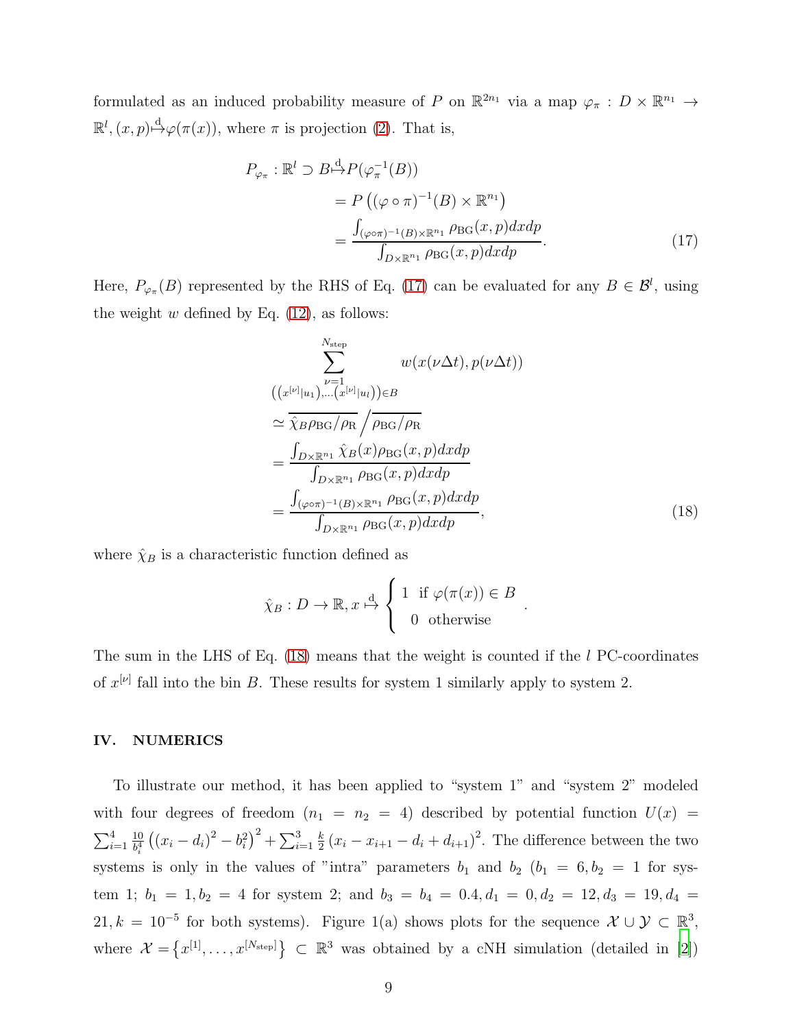formulated as an induced probability measure of $P$ on $\mathbb{R}^{2n_1}$ via a map $\varphi_\pi : D \times \mathbb{R}^{n_1} \to \mathbb{R}^l, (x,p) \overset{\mathrm{d}}{\mapsto} \varphi(\pi(x))$, where $\pi$ is projection (2). That is,

$$
\begin{aligned}
P_{\varphi_\pi} : \mathbb{R}^l \supset B \overset{\mathrm{d}}{\mapsto} & P(\varphi_\pi^{-1}(B)) \\
&= P\left((\varphi \circ \pi)^{-1}(B) \times \mathbb{R}^{n_1}\right) \\
&= \frac{\int_{(\varphi\circ\pi)^{-1}(B)\times\mathbb{R}^{n_1}} \rho_{\mathrm{BG}}(x,p)dxdp}{\int_{D\times\mathbb{R}^{n_1}} \rho_{\mathrm{BG}}(x,p)dxdp}.
\end{aligned} \tag{17}
$$

Here, $P_{\varphi_\pi}(B)$ represented by the RHS of Eq. (17) can be evaluated for any $B \in \mathcal{B}^l$, using the weight $w$ defined by Eq. (12), as follows:

$$
\begin{aligned}
&\sum_{\substack{\nu=1 \\ \left((x^{[\nu]}|u_1),\ldots(x^{[\nu]}|u_l)\right)\in B}}^{N_{\mathrm{step}}} w(x(\nu\Delta t), p(\nu\Delta t)) \\
&\simeq \overline{\hat{\chi}_B \rho_{\mathrm{BG}}/\rho_{\mathrm{R}}} \Big/ \overline{\rho_{\mathrm{BG}}/\rho_{\mathrm{R}}} \\
&= \frac{\int_{D\times\mathbb{R}^{n_1}} \hat{\chi}_B(x)\rho_{\mathrm{BG}}(x,p)dxdp}{\int_{D\times\mathbb{R}^{n_1}} \rho_{\mathrm{BG}}(x,p)dxdp} \\
&= \frac{\int_{(\varphi\circ\pi)^{-1}(B)\times\mathbb{R}^{n_1}} \rho_{\mathrm{BG}}(x,p)dxdp}{\int_{D\times\mathbb{R}^{n_1}} \rho_{\mathrm{BG}}(x,p)dxdp},
\end{aligned} \tag{18}
$$

where $\hat{\chi}_B$ is a characteristic function defined as

$$
\hat{\chi}_B : D \to \mathbb{R}, x \overset{\mathrm{d}}{\mapsto} \begin{cases} 1 & \text{if } \varphi(\pi(x)) \in B \\ 0 & \text{otherwise} \end{cases}.
$$

The sum in the LHS of Eq. (18) means that the weight is counted if the $l$ PC-coordinates of $x^{[\nu]}$ fall into the bin $B$. These results for system 1 similarly apply to system 2.

## IV. NUMERICS

To illustrate our method, it has been applied to "system 1" and "system 2" modeled with four degrees of freedom ($n_1 = n_2 = 4$) described by potential function $U(x) = \sum_{i=1}^{4} \frac{10}{b_i^4}\left((x_i - d_i)^2 - b_i^2\right)^2 + \sum_{i=1}^{3} \frac{k}{2}\left(x_i - x_{i+1} - d_i + d_{i+1}\right)^2$. The difference between the two systems is only in the values of "intra" parameters $b_1$ and $b_2$ ($b_1 = 6, b_2 = 1$ for system 1; $b_1 = 1, b_2 = 4$ for system 2; and $b_3 = b_4 = 0.4, d_1 = 0, d_2 = 12, d_3 = 19, d_4 = 21, k = 10^{-5}$ for both systems). Figure 1(a) shows plots for the sequence $\mathcal{X} \cup \mathcal{Y} \subset \mathbb{R}^3$, where $\mathcal{X} = \left\{x^{[1]}, \ldots, x^{[N_{\mathrm{step}}]}\right\} \subset \mathbb{R}^3$ was obtained by a cNH simulation (detailed in [2])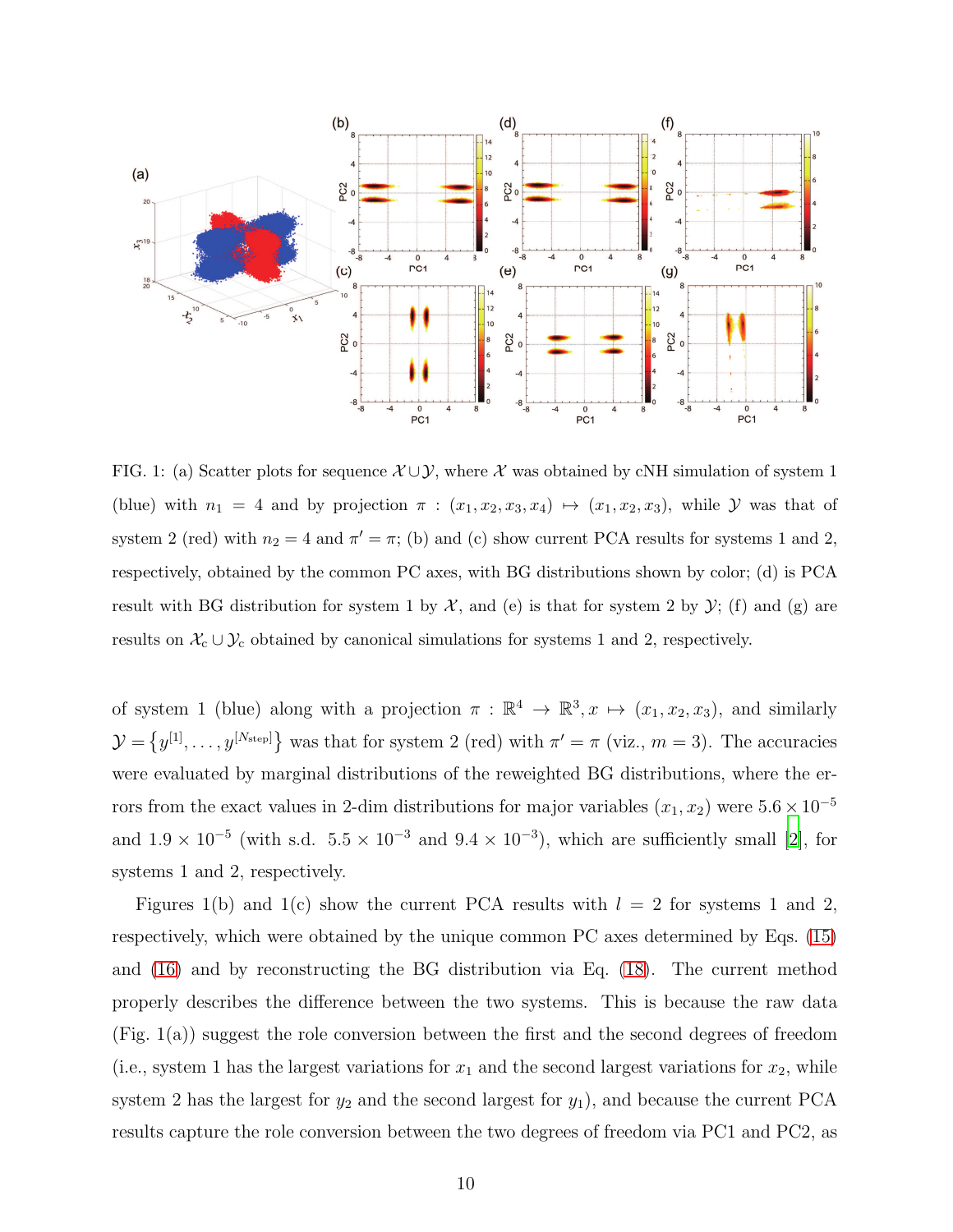FIG. 1: (a) Scatter plots for sequence $\mathcal{X} \cup \mathcal{Y}$, where $\mathcal{X}$ was obtained by cNH simulation of system 1 (blue) with $n_1 = 4$ and by projection $\pi : (x_1, x_2, x_3, x_4) \mapsto (x_1, x_2, x_3)$, while $\mathcal{Y}$ was that of system 2 (red) with $n_2 = 4$ and $\pi' = \pi$; (b) and (c) show current PCA results for systems 1 and 2, respectively, obtained by the common PC axes, with BG distributions shown by color; (d) is PCA result with BG distribution for system 1 by $\mathcal{X}$, and (e) is that for system 2 by $\mathcal{Y}$; (f) and (g) are results on $\mathcal{X}_\mathrm{c} \cup \mathcal{Y}_\mathrm{c}$ obtained by canonical simulations for systems 1 and 2, respectively.

of system 1 (blue) along with a projection $\pi : \mathbb{R}^4 \to \mathbb{R}^3, x \mapsto (x_1, x_2, x_3)$, and similarly $\mathcal{Y} = \{y^{[1]}, \ldots, y^{[N_\mathrm{step}]}\}$ was that for system 2 (red) with $\pi' = \pi$ (viz., $m = 3$). The accuracies were evaluated by marginal distributions of the reweighted BG distributions, where the errors from the exact values in 2-dim distributions for major variables $(x_1, x_2)$ were $5.6 \times 10^{-5}$ and $1.9 \times 10^{-5}$ (with s.d. $5.5 \times 10^{-3}$ and $9.4 \times 10^{-3}$), which are sufficiently small [2], for systems 1 and 2, respectively.

Figures 1(b) and 1(c) show the current PCA results with $l = 2$ for systems 1 and 2, respectively, which were obtained by the unique common PC axes determined by Eqs. (15) and (16) and by reconstructing the BG distribution via Eq. (18). The current method properly describes the difference between the two systems. This is because the raw data (Fig. 1(a)) suggest the role conversion between the first and the second degrees of freedom (i.e., system 1 has the largest variations for $x_1$ and the second largest variations for $x_2$, while system 2 has the largest for $y_2$ and the second largest for $y_1$), and because the current PCA results capture the role conversion between the two degrees of freedom via PC1 and PC2, as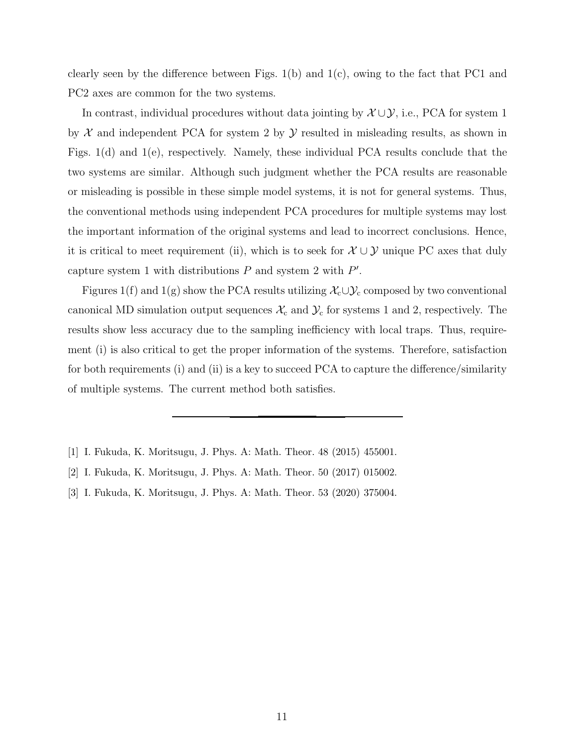clearly seen by the difference between Figs. 1(b) and 1(c), owing to the fact that PC1 and PC2 axes are common for the two systems.

In contrast, individual procedures without data jointing by $\mathcal{X} \cup \mathcal{Y}$, i.e., PCA for system 1 by $\mathcal{X}$ and independent PCA for system 2 by $\mathcal{Y}$ resulted in misleading results, as shown in Figs. 1(d) and 1(e), respectively. Namely, these individual PCA results conclude that the two systems are similar. Although such judgment whether the PCA results are reasonable or misleading is possible in these simple model systems, it is not for general systems. Thus, the conventional methods using independent PCA procedures for multiple systems may lost the important information of the original systems and lead to incorrect conclusions. Hence, it is critical to meet requirement (ii), which is to seek for $\mathcal{X} \cup \mathcal{Y}$ unique PC axes that duly capture system 1 with distributions $P$ and system 2 with $P'$.

Figures 1(f) and 1(g) show the PCA results utilizing $\mathcal{X}_\mathrm{c} \cup \mathcal{Y}_\mathrm{c}$ composed by two conventional canonical MD simulation output sequences $\mathcal{X}_\mathrm{c}$ and $\mathcal{Y}_\mathrm{c}$ for systems 1 and 2, respectively. The results show less accuracy due to the sampling inefficiency with local traps. Thus, requirement (i) is also critical to get the proper information of the systems. Therefore, satisfaction for both requirements (i) and (ii) is a key to succeed PCA to capture the difference/similarity of multiple systems. The current method both satisfies.

---

[1] I. Fukuda, K. Moritsugu, J. Phys. A: Math. Theor. 48 (2015) 455001.

[2] I. Fukuda, K. Moritsugu, J. Phys. A: Math. Theor. 50 (2017) 015002.

[3] I. Fukuda, K. Moritsugu, J. Phys. A: Math. Theor. 53 (2020) 375004.